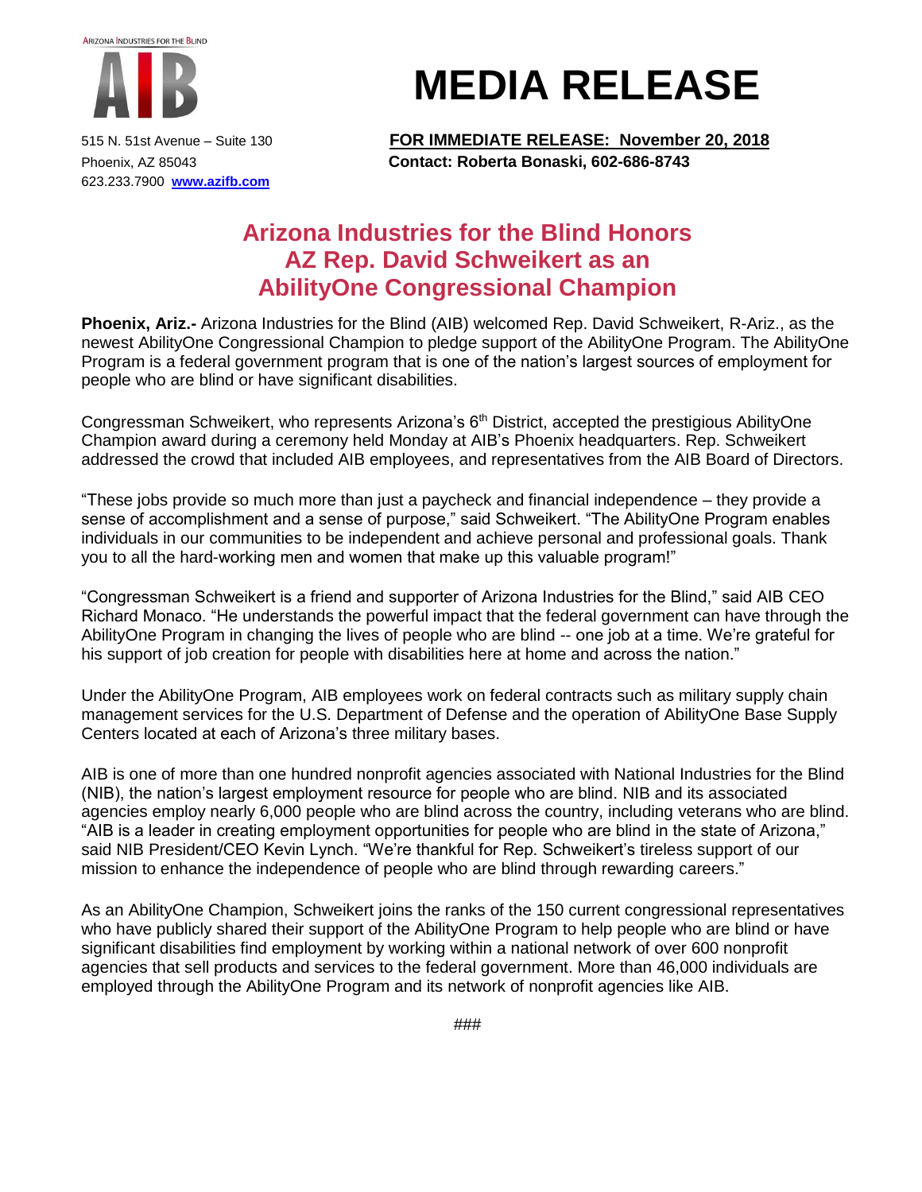ARIZONA INDUSTRIES FOR THE BLIND

AIB

515 N. 51st Avenue – Suite 130
Phoenix, AZ 85043
623.233.7900 **www.azifb.com**

# MEDIA RELEASE

**FOR IMMEDIATE RELEASE: November 20, 2018**
**Contact: Roberta Bonaski, 602-686-8743**

## Arizona Industries for the Blind Honors AZ Rep. David Schweikert as an AbilityOne Congressional Champion

**Phoenix, Ariz.-** Arizona Industries for the Blind (AIB) welcomed Rep. David Schweikert, R-Ariz., as the newest AbilityOne Congressional Champion to pledge support of the AbilityOne Program. The AbilityOne Program is a federal government program that is one of the nation's largest sources of employment for people who are blind or have significant disabilities.

Congressman Schweikert, who represents Arizona's 6th District, accepted the prestigious AbilityOne Champion award during a ceremony held Monday at AIB's Phoenix headquarters. Rep. Schweikert addressed the crowd that included AIB employees, and representatives from the AIB Board of Directors.

"These jobs provide so much more than just a paycheck and financial independence – they provide a sense of accomplishment and a sense of purpose," said Schweikert. "The AbilityOne Program enables individuals in our communities to be independent and achieve personal and professional goals. Thank you to all the hard-working men and women that make up this valuable program!"

"Congressman Schweikert is a friend and supporter of Arizona Industries for the Blind," said AIB CEO Richard Monaco. "He understands the powerful impact that the federal government can have through the AbilityOne Program in changing the lives of people who are blind -- one job at a time. We're grateful for his support of job creation for people with disabilities here at home and across the nation."

Under the AbilityOne Program, AIB employees work on federal contracts such as military supply chain management services for the U.S. Department of Defense and the operation of AbilityOne Base Supply Centers located at each of Arizona's three military bases.

AIB is one of more than one hundred nonprofit agencies associated with National Industries for the Blind (NIB), the nation's largest employment resource for people who are blind. NIB and its associated agencies employ nearly 6,000 people who are blind across the country, including veterans who are blind. "AIB is a leader in creating employment opportunities for people who are blind in the state of Arizona," said NIB President/CEO Kevin Lynch. "We're thankful for Rep. Schweikert's tireless support of our mission to enhance the independence of people who are blind through rewarding careers."

As an AbilityOne Champion, Schweikert joins the ranks of the 150 current congressional representatives who have publicly shared their support of the AbilityOne Program to help people who are blind or have significant disabilities find employment by working within a national network of over 600 nonprofit agencies that sell products and services to the federal government. More than 46,000 individuals are employed through the AbilityOne Program and its network of nonprofit agencies like AIB.

###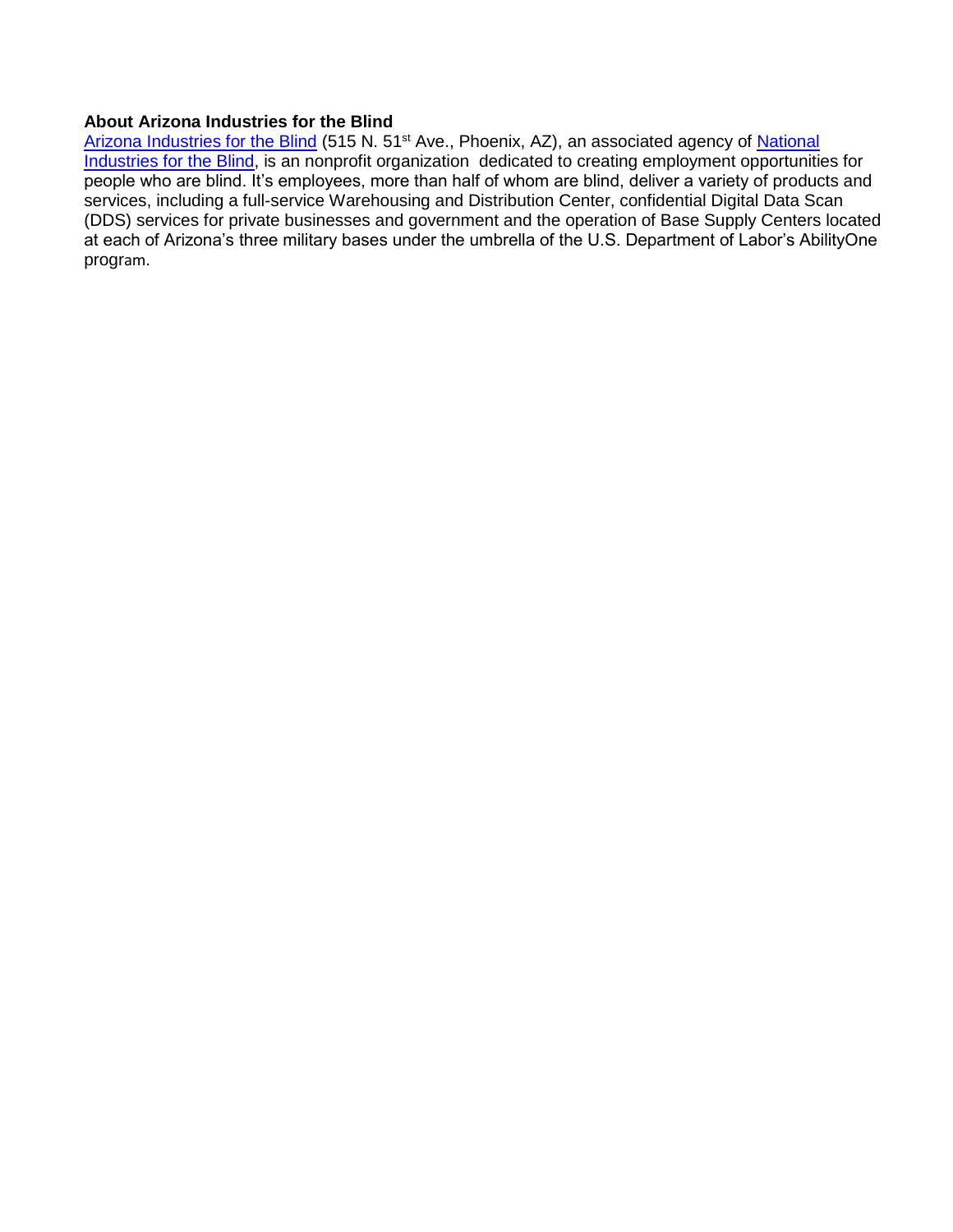**About Arizona Industries for the Blind**

Arizona Industries for the Blind (515 N. 51st Ave., Phoenix, AZ), an associated agency of National Industries for the Blind, is an nonprofit organization dedicated to creating employment opportunities for people who are blind. It's employees, more than half of whom are blind, deliver a variety of products and services, including a full-service Warehousing and Distribution Center, confidential Digital Data Scan (DDS) services for private businesses and government and the operation of Base Supply Centers located at each of Arizona's three military bases under the umbrella of the U.S. Department of Labor's AbilityOne program.